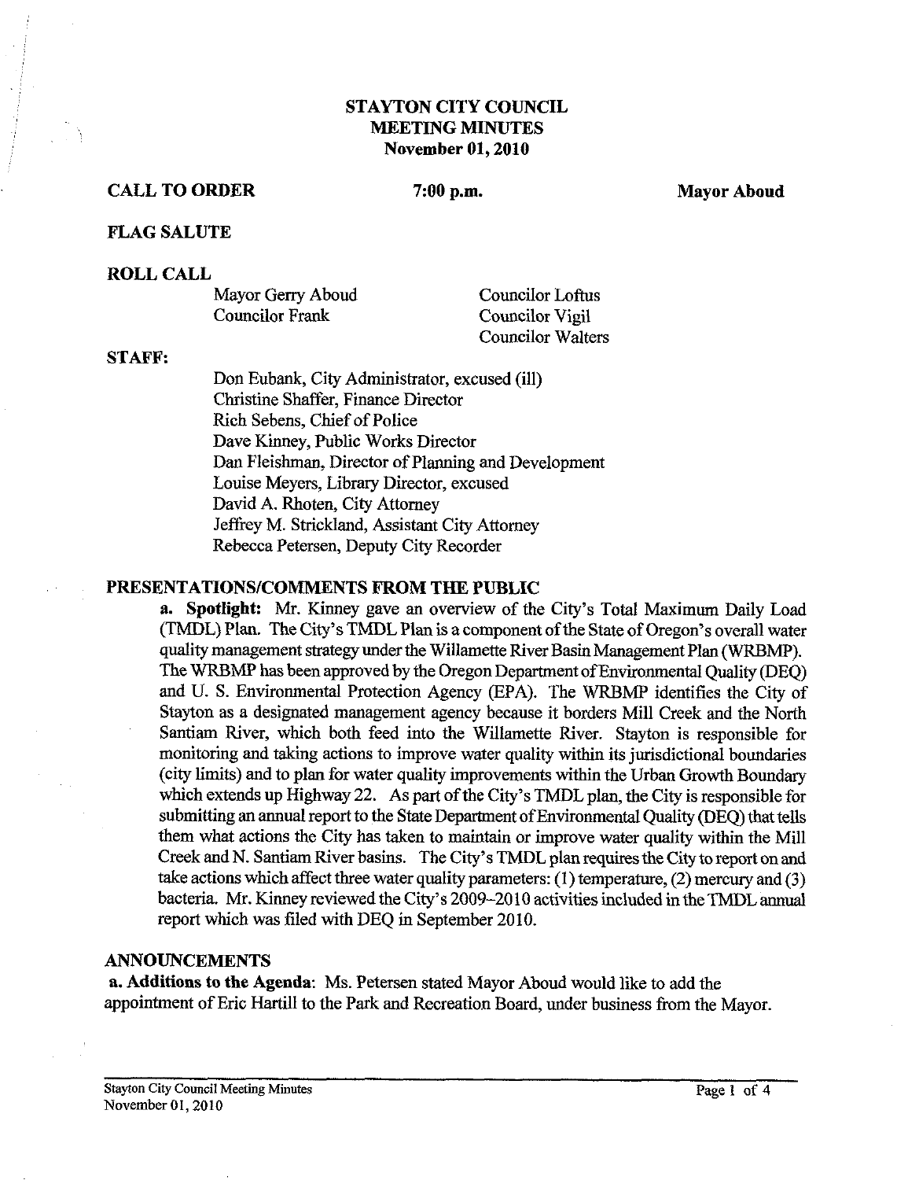# STAYTON CITY COUNCIL
## MEETING MINUTES
### November 01, 2010

**CALL TO ORDER** 7:00 p.m. **Mayor Aboud**

**FLAG SALUTE**

**ROLL CALL**

Mayor Gerry Aboud
Councilor Frank
Councilor Loftus
Councilor Vigil
Councilor Walters

**STAFF:**

Don Eubank, City Administrator, excused (ill)
Christine Shaffer, Finance Director
Rich Sebens, Chief of Police
Dave Kinney, Public Works Director
Dan Fleishman, Director of Planning and Development
Louise Meyers, Library Director, excused
David A. Rhoten, City Attorney
Jeffrey M. Strickland, Assistant City Attorney
Rebecca Petersen, Deputy City Recorder

**PRESENTATIONS/COMMENTS FROM THE PUBLIC**

**a. Spotlight:** Mr. Kinney gave an overview of the City's Total Maximum Daily Load (TMDL) Plan. The City's TMDL Plan is a component of the State of Oregon's overall water quality management strategy under the Willamette River Basin Management Plan (WRBMP). The WRBMP has been approved by the Oregon Department of Environmental Quality (DEQ) and U. S. Environmental Protection Agency (EPA). The WRBMP identifies the City of Stayton as a designated management agency because it borders Mill Creek and the North Santiam River, which both feed into the Willamette River. Stayton is responsible for monitoring and taking actions to improve water quality within its jurisdictional boundaries (city limits) and to plan for water quality improvements within the Urban Growth Boundary which extends up Highway 22. As part of the City's TMDL plan, the City is responsible for submitting an annual report to the State Department of Environmental Quality (DEQ) that tells them what actions the City has taken to maintain or improve water quality within the Mill Creek and N. Santiam River basins. The City's TMDL plan requires the City to report on and take actions which affect three water quality parameters: (1) temperature, (2) mercury and (3) bacteria. Mr. Kinney reviewed the City's 2009–2010 activities included in the TMDL annual report which was filed with DEQ in September 2010.

**ANNOUNCEMENTS**

**a. Additions to the Agenda**: Ms. Petersen stated Mayor Aboud would like to add the appointment of Eric Hartill to the Park and Recreation Board, under business from the Mayor.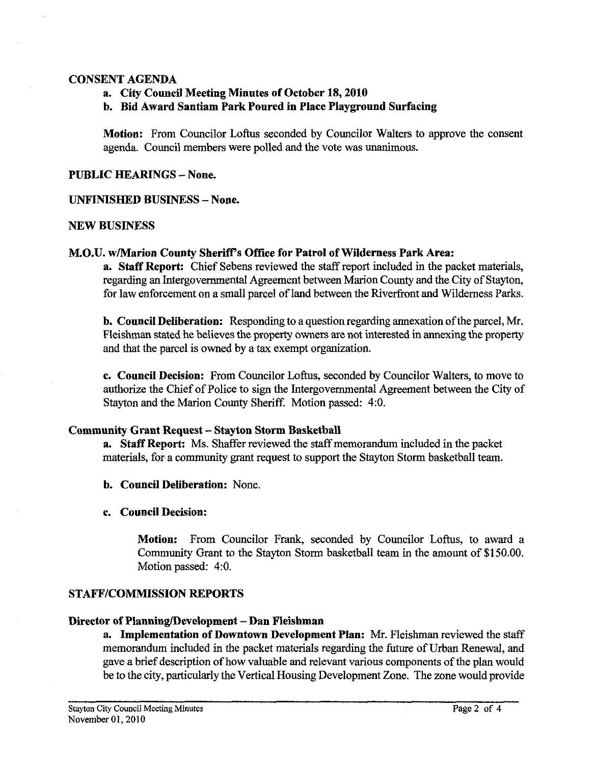## CONSENT AGENDA

**a. City Council Meeting Minutes of October 18, 2010**

**b. Bid Award Santiam Park Poured in Place Playground Surfacing**

**Motion:** From Councilor Loftus seconded by Councilor Walters to approve the consent agenda. Council members were polled and the vote was unanimous.

## PUBLIC HEARINGS – None.

## UNFINISHED BUSINESS – None.

## NEW BUSINESS

### M.O.U. w/Marion County Sheriff's Office for Patrol of Wilderness Park Area:

**a. Staff Report:** Chief Sebens reviewed the staff report included in the packet materials, regarding an Intergovernmental Agreement between Marion County and the City of Stayton, for law enforcement on a small parcel of land between the Riverfront and Wilderness Parks.

**b. Council Deliberation:** Responding to a question regarding annexation of the parcel, Mr. Fleishman stated he believes the property owners are not interested in annexing the property and that the parcel is owned by a tax exempt organization.

**c. Council Decision:** From Councilor Loftus, seconded by Councilor Walters, to move to authorize the Chief of Police to sign the Intergovernmental Agreement between the City of Stayton and the Marion County Sheriff. Motion passed: 4:0.

### Community Grant Request – Stayton Storm Basketball

**a. Staff Report:** Ms. Shaffer reviewed the staff memorandum included in the packet materials, for a community grant request to support the Stayton Storm basketball team.

**b. Council Deliberation:** None.

**c. Council Decision:**

**Motion:** From Councilor Frank, seconded by Councilor Loftus, to award a Community Grant to the Stayton Storm basketball team in the amount of $150.00. Motion passed: 4:0.

## STAFF/COMMISSION REPORTS

### Director of Planning/Development – Dan Fleishman

**a. Implementation of Downtown Development Plan:** Mr. Fleishman reviewed the staff memorandum included in the packet materials regarding the future of Urban Renewal, and gave a brief description of how valuable and relevant various components of the plan would be to the city, particularly the Vertical Housing Development Zone. The zone would provide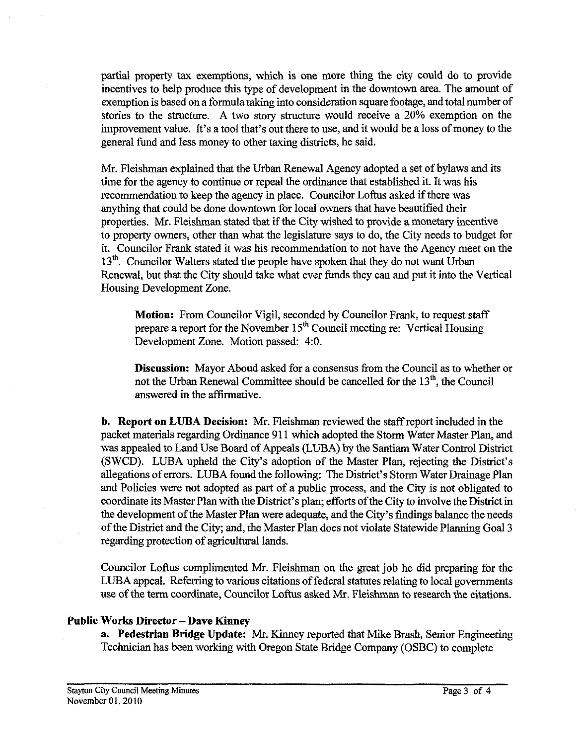partial property tax exemptions, which is one more thing the city could do to provide incentives to help produce this type of development in the downtown area. The amount of exemption is based on a formula taking into consideration square footage, and total number of stories to the structure. A two story structure would receive a 20% exemption on the improvement value. It's a tool that's out there to use, and it would be a loss of money to the general fund and less money to other taxing districts, he said.

Mr. Fleishman explained that the Urban Renewal Agency adopted a set of bylaws and its time for the agency to continue or repeal the ordinance that established it. It was his recommendation to keep the agency in place. Councilor Loftus asked if there was anything that could be done downtown for local owners that have beautified their properties. Mr. Fleishman stated that if the City wished to provide a monetary incentive to property owners, other than what the legislature says to do, the City needs to budget for it. Councilor Frank stated it was his recommendation to not have the Agency meet on the 13th. Councilor Walters stated the people have spoken that they do not want Urban Renewal, but that the City should take what ever funds they can and put it into the Vertical Housing Development Zone.

> **Motion:** From Councilor Vigil, seconded by Councilor Frank, to request staff prepare a report for the November 15th Council meeting re: Vertical Housing Development Zone. Motion passed: 4:0.
>
> **Discussion:** Mayor Aboud asked for a consensus from the Council as to whether or not the Urban Renewal Committee should be cancelled for the 13th, the Council answered in the affirmative.

**b. Report on LUBA Decision:** Mr. Fleishman reviewed the staff report included in the packet materials regarding Ordinance 911 which adopted the Storm Water Master Plan, and was appealed to Land Use Board of Appeals (LUBA) by the Santiam Water Control District (SWCD). LUBA upheld the City's adoption of the Master Plan, rejecting the District's allegations of errors. LUBA found the following: The District's Storm Water Drainage Plan and Policies were not adopted as part of a public process, and the City is not obligated to coordinate its Master Plan with the District's plan; efforts of the City to involve the District in the development of the Master Plan were adequate, and the City's findings balance the needs of the District and the City; and, the Master Plan does not violate Statewide Planning Goal 3 regarding protection of agricultural lands.

Councilor Loftus complimented Mr. Fleishman on the great job he did preparing for the LUBA appeal. Referring to various citations of federal statutes relating to local governments use of the term coordinate, Councilor Loftus asked Mr. Fleishman to research the citations.

### Public Works Director – Dave Kinney

**a. Pedestrian Bridge Update:** Mr. Kinney reported that Mike Brash, Senior Engineering Technician has been working with Oregon State Bridge Company (OSBC) to complete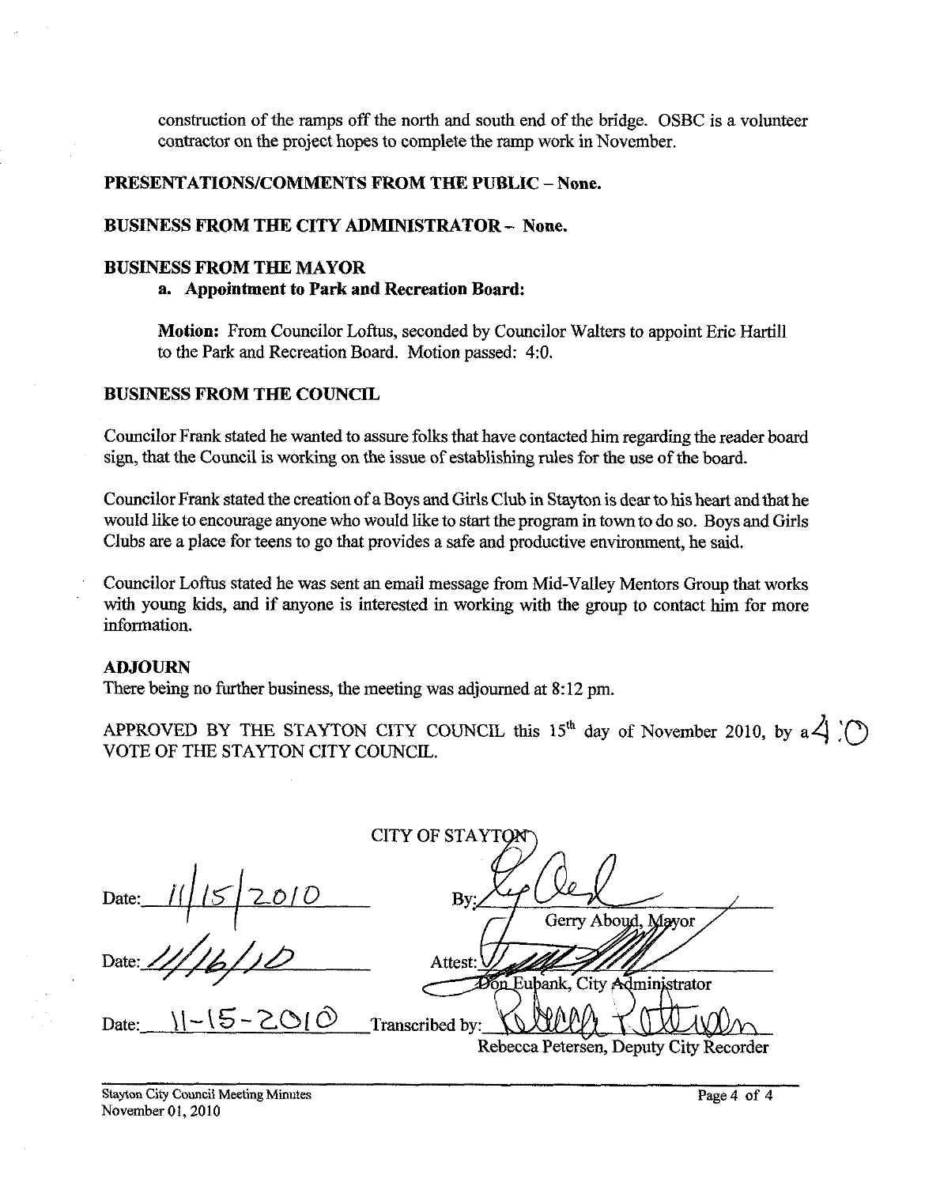construction of the ramps off the north and south end of the bridge. OSBC is a volunteer contractor on the project hopes to complete the ramp work in November.

**PRESENTATIONS/COMMENTS FROM THE PUBLIC – None.**

**BUSINESS FROM THE CITY ADMINISTRATOR – None.**

**BUSINESS FROM THE MAYOR**

**a. Appointment to Park and Recreation Board:**

**Motion:** From Councilor Loftus, seconded by Councilor Walters to appoint Eric Hartill to the Park and Recreation Board. Motion passed: 4:0.

**BUSINESS FROM THE COUNCIL**

Councilor Frank stated he wanted to assure folks that have contacted him regarding the reader board sign, that the Council is working on the issue of establishing rules for the use of the board.

Councilor Frank stated the creation of a Boys and Girls Club in Stayton is dear to his heart and that he would like to encourage anyone who would like to start the program in town to do so. Boys and Girls Clubs are a place for teens to go that provides a safe and productive environment, he said.

Councilor Loftus stated he was sent an email message from Mid-Valley Mentors Group that works with young kids, and if anyone is interested in working with the group to contact him for more information.

**ADJOURN**

There being no further business, the meeting was adjourned at 8:12 pm.

APPROVED BY THE STAYTON CITY COUNCIL this 15th day of November 2010, by a 4:0 VOTE OF THE STAYTON CITY COUNCIL.

CITY OF STAYTON

Date: 11/15/2010 By: ______________________
Gerry Aboud, Mayor

Date: 11/16/10 Attest: ______________________
Don Eubank, City Administrator

Date: 11-15-2010 Transcribed by: ______________________
Rebecca Petersen, Deputy City Recorder

Stayton City Council Meeting Minutes
November 01, 2010